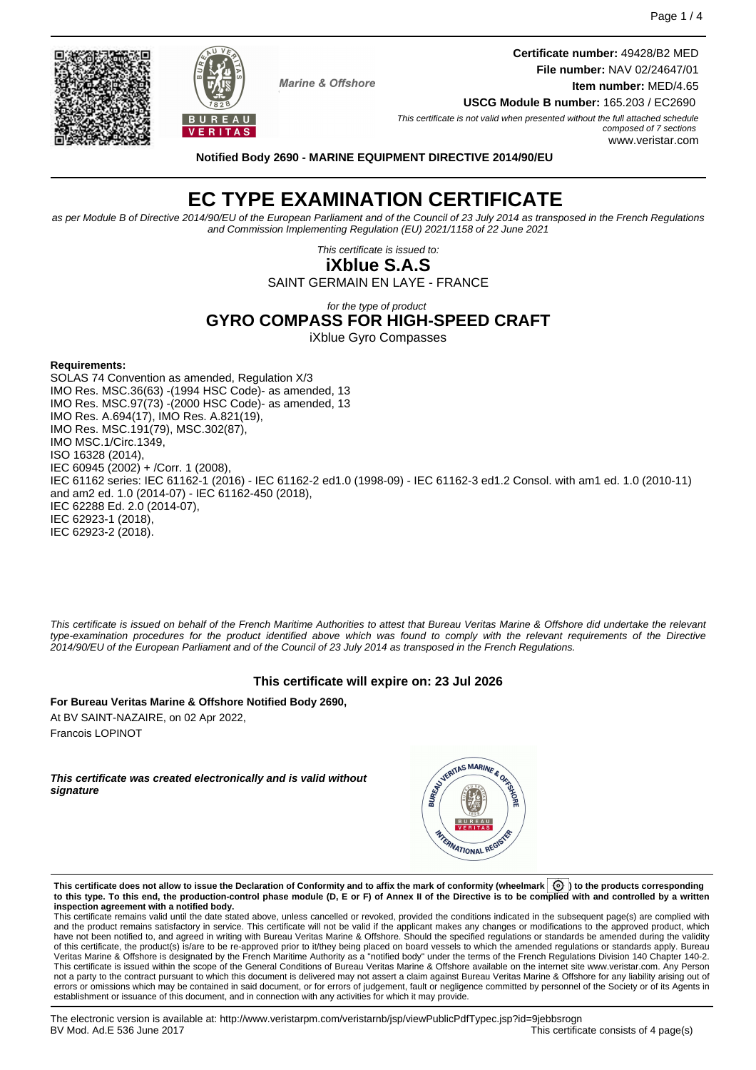**Certificate number:** 49428/B2 MED
**File number:** NAV 02/24647/01
**Item number:** MED/4.65
**USCG Module B number:** 165.203 / EC2690

Marine & Offshore

*This certificate is not valid when presented without the full attached schedule composed of 7 sections*
www.veristar.com

**Notified Body 2690 - MARINE EQUIPMENT DIRECTIVE 2014/90/EU**

# EC TYPE EXAMINATION CERTIFICATE

*as per Module B of Directive 2014/90/EU of the European Parliament and of the Council of 23 July 2014 as transposed in the French Regulations and Commission Implementing Regulation (EU) 2021/1158 of 22 June 2021*

*This certificate is issued to:*

**iXblue S.A.S**

SAINT GERMAIN EN LAYE - FRANCE

*for the type of product*

## GYRO COMPASS FOR HIGH-SPEED CRAFT

iXblue Gyro Compasses

**Requirements:**
SOLAS 74 Convention as amended, Regulation X/3
IMO Res. MSC.36(63) -(1994 HSC Code)- as amended, 13
IMO Res. MSC.97(73) -(2000 HSC Code)- as amended, 13
IMO Res. A.694(17), IMO Res. A.821(19),
IMO Res. MSC.191(79), MSC.302(87),
IMO MSC.1/Circ.1349,
ISO 16328 (2014),
IEC 60945 (2002) + /Corr. 1 (2008),
IEC 61162 series: IEC 61162-1 (2016) - IEC 61162-2 ed1.0 (1998-09) - IEC 61162-3 ed1.2 Consol. with am1 ed. 1.0 (2010-11) and am2 ed. 1.0 (2014-07) - IEC 61162-450 (2018),
IEC 62288 Ed. 2.0 (2014-07),
IEC 62923-1 (2018),
IEC 62923-2 (2018).

*This certificate is issued on behalf of the French Maritime Authorities to attest that Bureau Veritas Marine & Offshore did undertake the relevant type-examination procedures for the product identified above which was found to comply with the relevant requirements of the Directive 2014/90/EU of the European Parliament and of the Council of 23 July 2014 as transposed in the French Regulations.*

**This certificate will expire on: 23 Jul 2026**

**For Bureau Veritas Marine & Offshore Notified Body 2690,**
At BV SAINT-NAZAIRE, on 02 Apr 2022,
Francois LOPINOT

***This certificate was created electronically and is valid without signature***

**This certificate does not allow to issue the Declaration of Conformity and to affix the mark of conformity (wheelmark) to the products corresponding to this type. To this end, the production-control phase module (D, E or F) of Annex II of the Directive is to be complied with and controlled by a written inspection agreement with a notified body.**

This certificate remains valid until the date stated above, unless cancelled or revoked, provided the conditions indicated in the subsequent page(s) are complied with and the product remains satisfactory in service. This certificate will not be valid if the applicant makes any changes or modifications to the approved product, which have not been notified to, and agreed in writing with Bureau Veritas Marine & Offshore. Should the specified regulations or standards be amended during the validity of this certificate, the product(s) is/are to be re-approved prior to it/they being placed on board vessels to which the amended regulations or standards apply. Bureau Veritas Marine & Offshore is designated by the French Maritime Authority as a "notified body" under the terms of the French Regulations Division 140 Chapter 140-2. This certificate is issued within the scope of the General Conditions of Bureau Veritas Marine & Offshore available on the internet site www.veristar.com. Any Person not a party to the contract pursuant to which this document is delivered may not assert a claim against Bureau Veritas Marine & Offshore for any liability arising out of errors or omissions which may be contained in said document, or for errors of judgement, fault or negligence committed by personnel of the Society or of its Agents in establishment or issuance of this document, and in connection with any activities for which it may provide.

The electronic version is available at: http://www.veristarpm.com/veristarnb/jsp/viewPublicPdfTypec.jsp?id=9jebbsrogn
BV Mod. Ad.E 536 June 2017
This certificate consists of 4 page(s)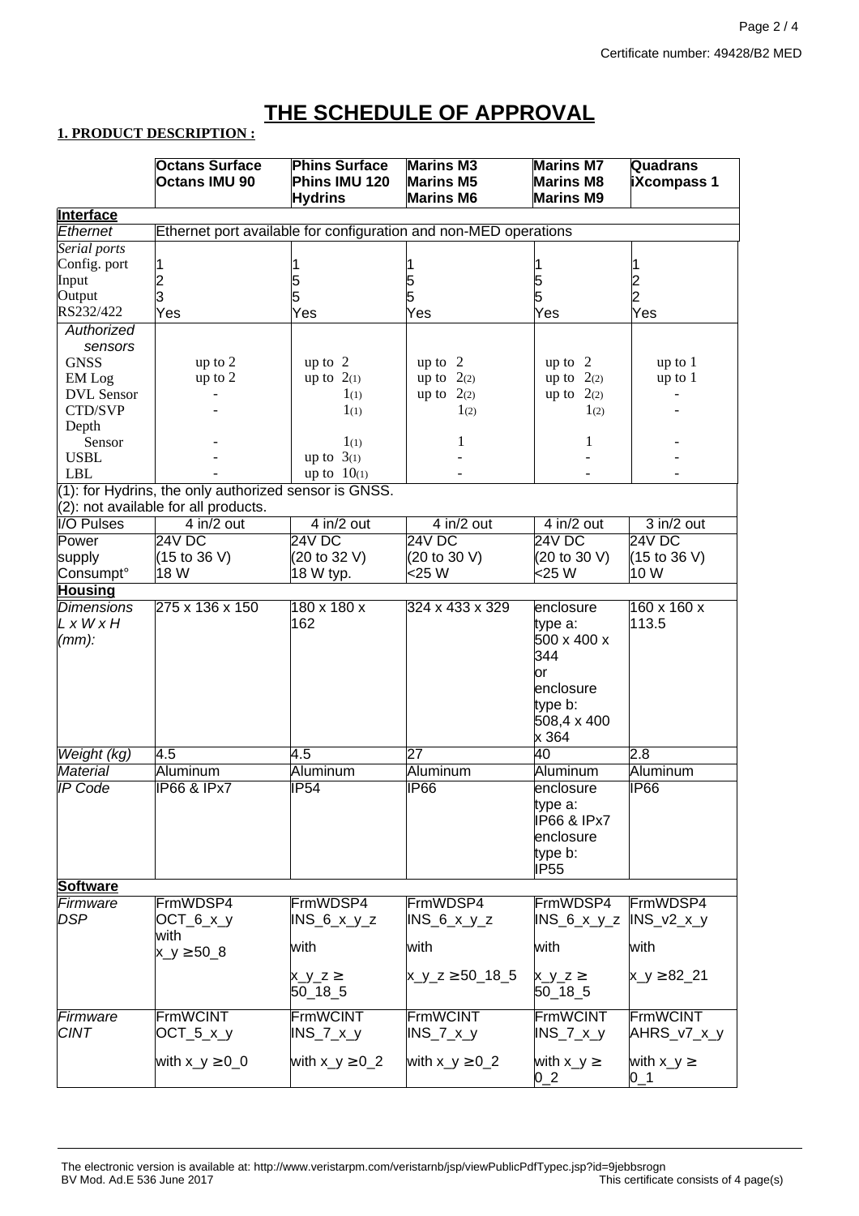# THE SCHEDULE OF APPROVAL

## 1. PRODUCT DESCRIPTION :

| | **Octans Surface Octans IMU 90** | **Phins Surface Phins IMU 120 Hydrins** | **Marins M3 Marins M5 Marins M6** | **Marins M7 Marins M8 Marins M9** | **Quadrans iXcompass 1** |
|---|---|---|---|---|---|
| **Interface** | | | | | |
| *Ethernet* | Ethernet port available for configuration and non-MED operations | | | | |
| *Serial ports* | | | | | |
| Config. port | 1 | 1 | 1 | 1 | 1 |
| Input | 2 | 5 | 5 | 5 | 2 |
| Output | 3 | 5 | 5 | 5 | 2 |
| RS232/422 | Yes | Yes | Yes | Yes | Yes |
| *Authorized sensors* | | | | | |
| GNSS | up to 2 | up to 2 | up to 2 | up to 2 | up to 1 |
| EM Log | up to 2 | up to 2(1) | up to 2(2) | up to 2(2) | up to 1 |
| DVL Sensor | - | 1(1) | up to 2(2) | up to 2(2) | - |
| CTD/SVP | - | 1(1) | 1(2) | 1(2) | - |
| Depth Sensor | - | 1(1) | 1 | 1 | - |
| USBL | - | up to 3(1) | - | - | - |
| LBL | - | up to 10(1) | - | - | - |
| (1): for Hydrins, the only authorized sensor is GNSS. (2): not available for all products. | | | | | |
| I/O Pulses | 4 in/2 out | 4 in/2 out | 4 in/2 out | 4 in/2 out | 3 in/2 out |
| Power supply Consumpt° | 24V DC (15 to 36 V) 18 W | 24V DC (20 to 32 V) 18 W typ. | 24V DC (20 to 30 V) <25 W | 24V DC (20 to 30 V) <25 W | 24V DC (15 to 36 V) 10 W |
| **Housing** | | | | | |
| *Dimensions L x W x H (mm):* | 275 x 136 x 150 | 180 x 180 x 162 | 324 x 433 x 329 | enclosure type a: 500 x 400 x 344 or enclosure type b: 508,4 x 400 x 364 | 160 x 160 x 113.5 |
| *Weight (kg)* | 4.5 | 4.5 | 27 | 40 | 2.8 |
| *Material* | Aluminum | Aluminum | Aluminum | Aluminum | Aluminum |
| *IP Code* | IP66 & IPx7 | IP54 | IP66 | enclosure type a: IP66 & IPx7 enclosure type b: IP55 | IP66 |
| **Software** | | | | | |
| *Firmware DSP* | FrmWDSP4 OCT_6_x_y with x_y ≥ 50_8 | FrmWDSP4 INS_6_x_y_z with x_y_z ≥ 50_18_5 | FrmWDSP4 INS_6_x_y_z with x_y_z ≥ 50_18_5 | FrmWDSP4 INS_6_x_y_z with x_y_z ≥ 50_18_5 | FrmWDSP4 INS_v2_x_y with x_y ≥ 82_21 |
| *Firmware CINT* | FrmWCINT OCT_5_x_y with x_y ≥ 0_0 | FrmWCINT INS_7_x_y with x_y ≥ 0_2 | FrmWCINT INS_7_x_y with x_y ≥ 0_2 | FrmWCINT INS_7_x_y with x_y ≥ 0_2 | FrmWCINT AHRS_v7_x_y with x_y ≥ 0_1 |

The electronic version is available at: http://www.veristarpm.com/veristarnb/jsp/viewPublicPdfTypec.jsp?id=9jebbsrogn
BV Mod. Ad.E 536 June 2017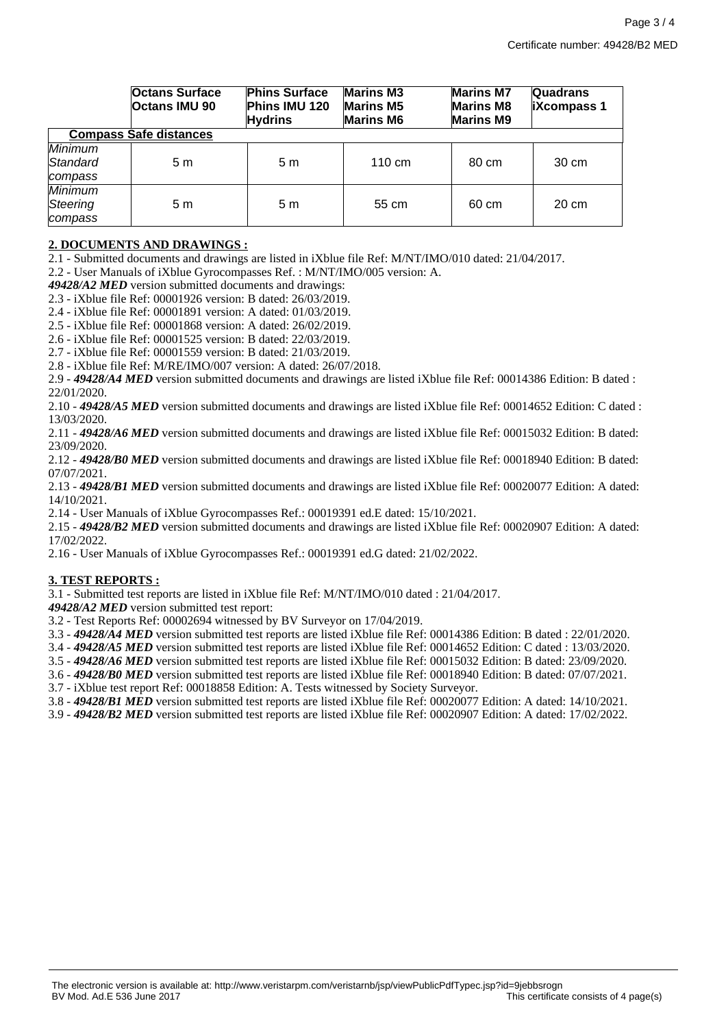| | Octans Surface Octans IMU 90 | Phins Surface Phins IMU 120 Hydrins | Marins M3 Marins M5 Marins M6 | Marins M7 Marins M8 Marins M9 | Quadrans iXcompass 1 |
|---|---|---|---|---|---|
| **Compass Safe distances** | | | | | |
| *Minimum Standard compass* | 5 m | 5 m | 110 cm | 80 cm | 30 cm |
| *Minimum Steering compass* | 5 m | 5 m | 55 cm | 60 cm | 20 cm |

## 2. DOCUMENTS AND DRAWINGS :

2.1 - Submitted documents and drawings are listed in iXblue file Ref: M/NT/IMO/010 dated: 21/04/2017.
2.2 - User Manuals of iXblue Gyrocompasses Ref. : M/NT/IMO/005 version: A.
***49428/A2 MED*** version submitted documents and drawings:
2.3 - iXblue file Ref: 00001926 version: B dated: 26/03/2019.
2.4 - iXblue file Ref: 00001891 version: A dated: 01/03/2019.
2.5 - iXblue file Ref: 00001868 version: A dated: 26/02/2019.
2.6 - iXblue file Ref: 00001525 version: B dated: 22/03/2019.
2.7 - iXblue file Ref: 00001559 version: B dated: 21/03/2019.
2.8 - iXblue file Ref: M/RE/IMO/007 version: A dated: 26/07/2018.
2.9 - ***49428/A4 MED*** version submitted documents and drawings are listed iXblue file Ref: 00014386 Edition: B dated : 22/01/2020.
2.10 - ***49428/A5 MED*** version submitted documents and drawings are listed iXblue file Ref: 00014652 Edition: C dated : 13/03/2020.
2.11 - ***49428/A6 MED*** version submitted documents and drawings are listed iXblue file Ref: 00015032 Edition: B dated: 23/09/2020.
2.12 - ***49428/B0 MED*** version submitted documents and drawings are listed iXblue file Ref: 00018940 Edition: B dated: 07/07/2021.
2.13 - ***49428/B1 MED*** version submitted documents and drawings are listed iXblue file Ref: 00020077 Edition: A dated: 14/10/2021.
2.14 - User Manuals of iXblue Gyrocompasses Ref.: 00019391 ed.E dated: 15/10/2021.
2.15 - ***49428/B2 MED*** version submitted documents and drawings are listed iXblue file Ref: 00020907 Edition: A dated: 17/02/2022.
2.16 - User Manuals of iXblue Gyrocompasses Ref.: 00019391 ed.G dated: 21/02/2022.

## 3. TEST REPORTS :

3.1 - Submitted test reports are listed in iXblue file Ref: M/NT/IMO/010 dated : 21/04/2017.
***49428/A2 MED*** version submitted test report:
3.2 - Test Reports Ref: 00002694 witnessed by BV Surveyor on 17/04/2019.
3.3 - ***49428/A4 MED*** version submitted test reports are listed iXblue file Ref: 00014386 Edition: B dated : 22/01/2020.
3.4 - ***49428/A5 MED*** version submitted test reports are listed iXblue file Ref: 00014652 Edition: C dated : 13/03/2020.
3.5 - ***49428/A6 MED*** version submitted test reports are listed iXblue file Ref: 00015032 Edition: B dated: 23/09/2020.
3.6 - ***49428/B0 MED*** version submitted test reports are listed iXblue file Ref: 00018940 Edition: B dated: 07/07/2021.
3.7 - iXblue test report Ref: 00018858 Edition: A. Tests witnessed by Society Surveyor.
3.8 - ***49428/B1 MED*** version submitted test reports are listed iXblue file Ref: 00020077 Edition: A dated: 14/10/2021.
3.9 - ***49428/B2 MED*** version submitted test reports are listed iXblue file Ref: 00020907 Edition: A dated: 17/02/2022.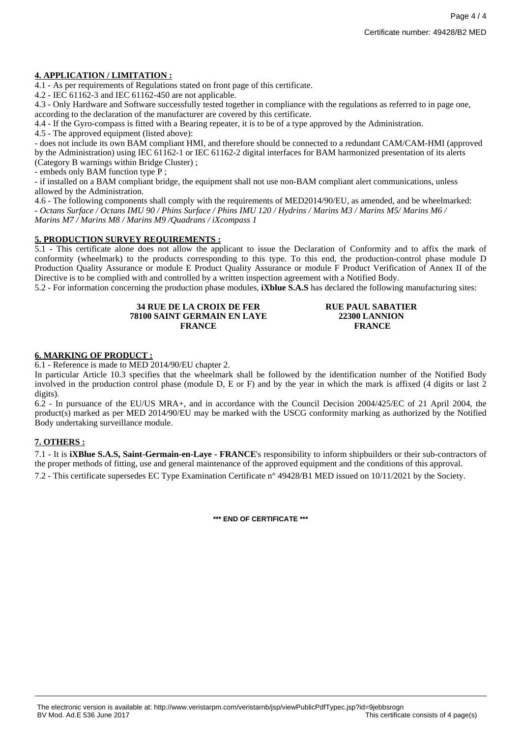## 4. APPLICATION / LIMITATION :

4.1 - As per requirements of Regulations stated on front page of this certificate.

4.2 - IEC 61162-3 and IEC 61162-450 are not applicable.

4.3 - Only Hardware and Software successfully tested together in compliance with the regulations as referred to in page one, according to the declaration of the manufacturer are covered by this certificate.

4.4 - If the Gyro-compass is fitted with a Bearing repeater, it is to be of a type approved by the Administration.

4.5 - The approved equipment (listed above):

- does not include its own BAM compliant HMI, and therefore should be connected to a redundant CAM/CAM-HMI (approved by the Administration) using IEC 61162-1 or IEC 61162-2 digital interfaces for BAM harmonized presentation of its alerts (Category B warnings within Bridge Cluster) ;
- embeds only BAM function type P ;
- if installed on a BAM compliant bridge, the equipment shall not use non-BAM compliant alert communications, unless allowed by the Administration.

4.6 - The following components shall comply with the requirements of MED2014/90/EU, as amended, and be wheelmarked:

- *Octans Surface / Octans IMU 90 / Phins Surface / Phins IMU 120 / Hydrins / Marins M3 / Marins M5/ Marins M6 / Marins M7 / Marins M8 / Marins M9 /Quadrans / iXcompass 1*

## 5. PRODUCTION SURVEY REQUIREMENTS :

5.1 - This certificate alone does not allow the applicant to issue the Declaration of Conformity and to affix the mark of conformity (wheelmark) to the products corresponding to this type. To this end, the production-control phase module D Production Quality Assurance or module E Product Quality Assurance or module F Product Verification of Annex II of the Directive is to be complied with and controlled by a written inspection agreement with a Notified Body.

5.2 - For information concerning the production phase modules, **iXblue S.A.S** has declared the following manufacturing sites:

**34 RUE DE LA CROIX DE FER**
**78100 SAINT GERMAIN EN LAYE**
**FRANCE**

**RUE PAUL SABATIER**
**22300 LANNION**
**FRANCE**

## 6. MARKING OF PRODUCT :

6.1 - Reference is made to MED 2014/90/EU chapter 2.

In particular Article 10.3 specifies that the wheelmark shall be followed by the identification number of the Notified Body involved in the production control phase (module D, E or F) and by the year in which the mark is affixed (4 digits or last 2 digits).

6.2 - In pursuance of the EU/US MRA+, and in accordance with the Council Decision 2004/425/EC of 21 April 2004, the product(s) marked as per MED 2014/90/EU may be marked with the USCG conformity marking as authorized by the Notified Body undertaking surveillance module.

## 7. OTHERS :

7.1 - It is **iXBlue S.A.S, Saint-Germain-en-Laye - FRANCE**'s responsibility to inform shipbuilders or their sub-contractors of the proper methods of fitting, use and general maintenance of the approved equipment and the conditions of this approval.

7.2 - This certificate supersedes EC Type Examination Certificate n° 49428/B1 MED issued on 10/11/2021 by the Society.

**\*\*\* END OF CERTIFICATE \*\*\***

The electronic version is available at: http://www.veristarpm.com/veristarnb/jsp/viewPublicPdfTypec.jsp?id=9jebbsrogn
BV Mod. Ad.E 536 June 2017